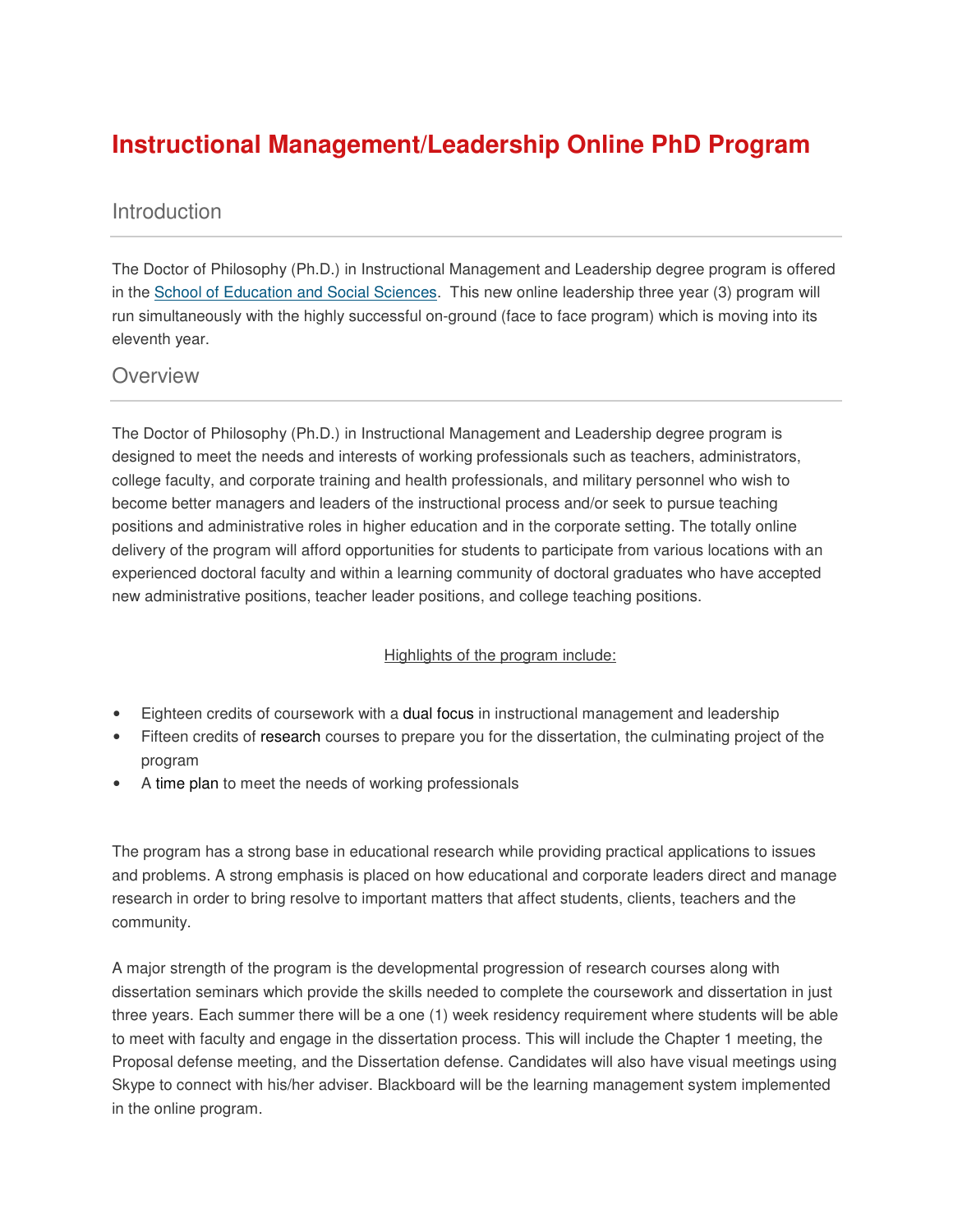# Instructional Management/Leadership Online PhD Program

## Introduction

The Doctor of Philosophy (Ph.D.) in Instructional Management and Leadership degree program is offered in the School of Education and Social Sciences. This new online leadership three year (3) program will run simultaneously with the highly successful on-ground (face to face program) which is moving into its eleventh year.

## Overview

The Doctor of Philosophy (Ph.D.) in Instructional Management and Leadership degree program is designed to meet the needs and interests of working professionals such as teachers, administrators, college faculty, and corporate training and health professionals, and military personnel who wish to become better managers and leaders of the instructional process and/or seek to pursue teaching positions and administrative roles in higher education and in the corporate setting. The totally online delivery of the program will afford opportunities for students to participate from various locations with an experienced doctoral faculty and within a learning community of doctoral graduates who have accepted new administrative positions, teacher leader positions, and college teaching positions.

Highlights of the program include:

- Eighteen credits of coursework with a dual focus in instructional management and leadership
- Fifteen credits of research courses to prepare you for the dissertation, the culminating project of the program
- A time plan to meet the needs of working professionals

The program has a strong base in educational research while providing practical applications to issues and problems. A strong emphasis is placed on how educational and corporate leaders direct and manage research in order to bring resolve to important matters that affect students, clients, teachers and the community.

A major strength of the program is the developmental progression of research courses along with dissertation seminars which provide the skills needed to complete the coursework and dissertation in just three years. Each summer there will be a one (1) week residency requirement where students will be able to meet with faculty and engage in the dissertation process. This will include the Chapter 1 meeting, the Proposal defense meeting, and the Dissertation defense. Candidates will also have visual meetings using Skype to connect with his/her adviser. Blackboard will be the learning management system implemented in the online program.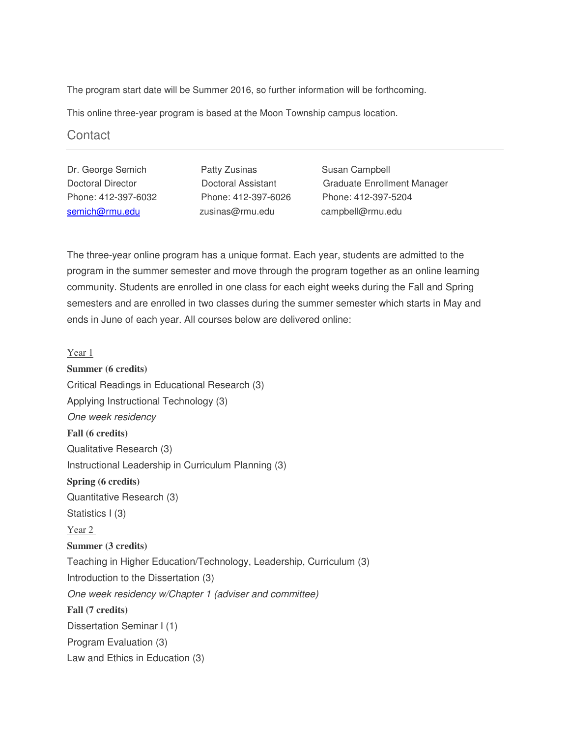The program start date will be Summer 2016, so further information will be forthcoming.

This online three-year program is based at the Moon Township campus location.

## Contact

| Dr. George Semich | Patty Zusinas | Susan Campbell |
|---|---|---|
| Doctoral Director | Doctoral Assistant | Graduate Enrollment Manager |
| Phone: 412-397-6032 | Phone: 412-397-6026 | Phone: 412-397-5204 |
| semich@rmu.edu | zusinas@rmu.edu | campbell@rmu.edu |

The three-year online program has a unique format. Each year, students are admitted to the program in the summer semester and move through the program together as an online learning community. Students are enrolled in one class for each eight weeks during the Fall and Spring semesters and are enrolled in two classes during the summer semester which starts in May and ends in June of each year. All courses below are delivered online:

Year 1

**Summer (6 credits)**

Critical Readings in Educational Research (3)

Applying Instructional Technology (3)

*One week residency*

**Fall (6 credits)**

Qualitative Research (3)

Instructional Leadership in Curriculum Planning (3)

**Spring (6 credits)**

Quantitative Research (3)

Statistics I (3)

Year 2

**Summer (3 credits)**

Teaching in Higher Education/Technology, Leadership, Curriculum (3)

Introduction to the Dissertation (3)

*One week residency w/Chapter 1 (adviser and committee)*

**Fall (7 credits)**

Dissertation Seminar I (1)

Program Evaluation (3)

Law and Ethics in Education (3)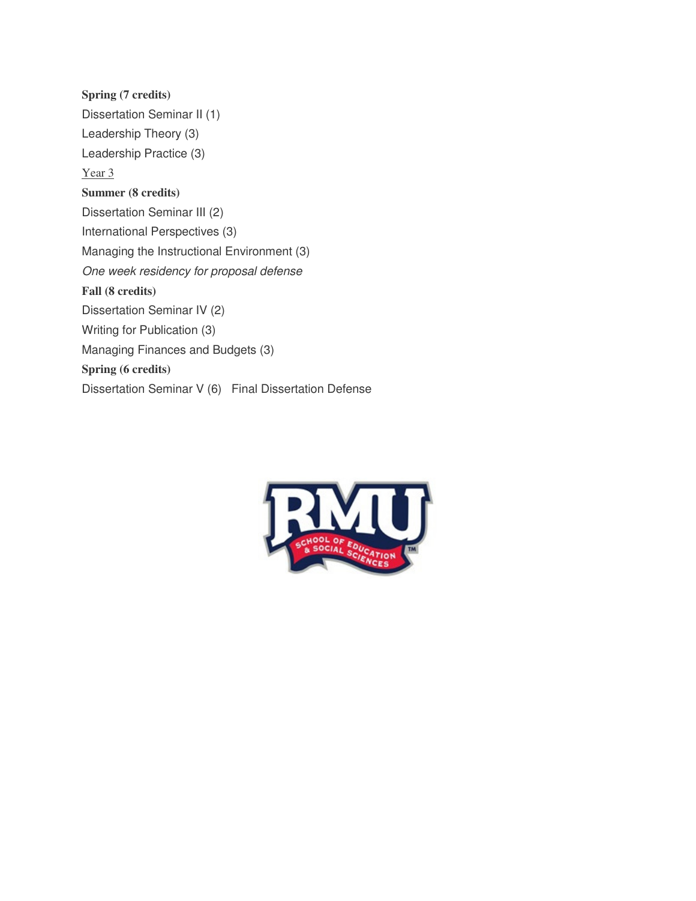**Spring (7 credits)**

Dissertation Seminar II (1)

Leadership Theory (3)

Leadership Practice (3)

Year 3

**Summer (8 credits)**

Dissertation Seminar III (2)

International Perspectives (3)

Managing the Instructional Environment (3)

*One week residency for proposal defense*

**Fall (8 credits)**

Dissertation Seminar IV (2)

Writing for Publication (3)

Managing Finances and Budgets (3)

**Spring (6 credits)**

Dissertation Seminar V (6) Final Dissertation Defense